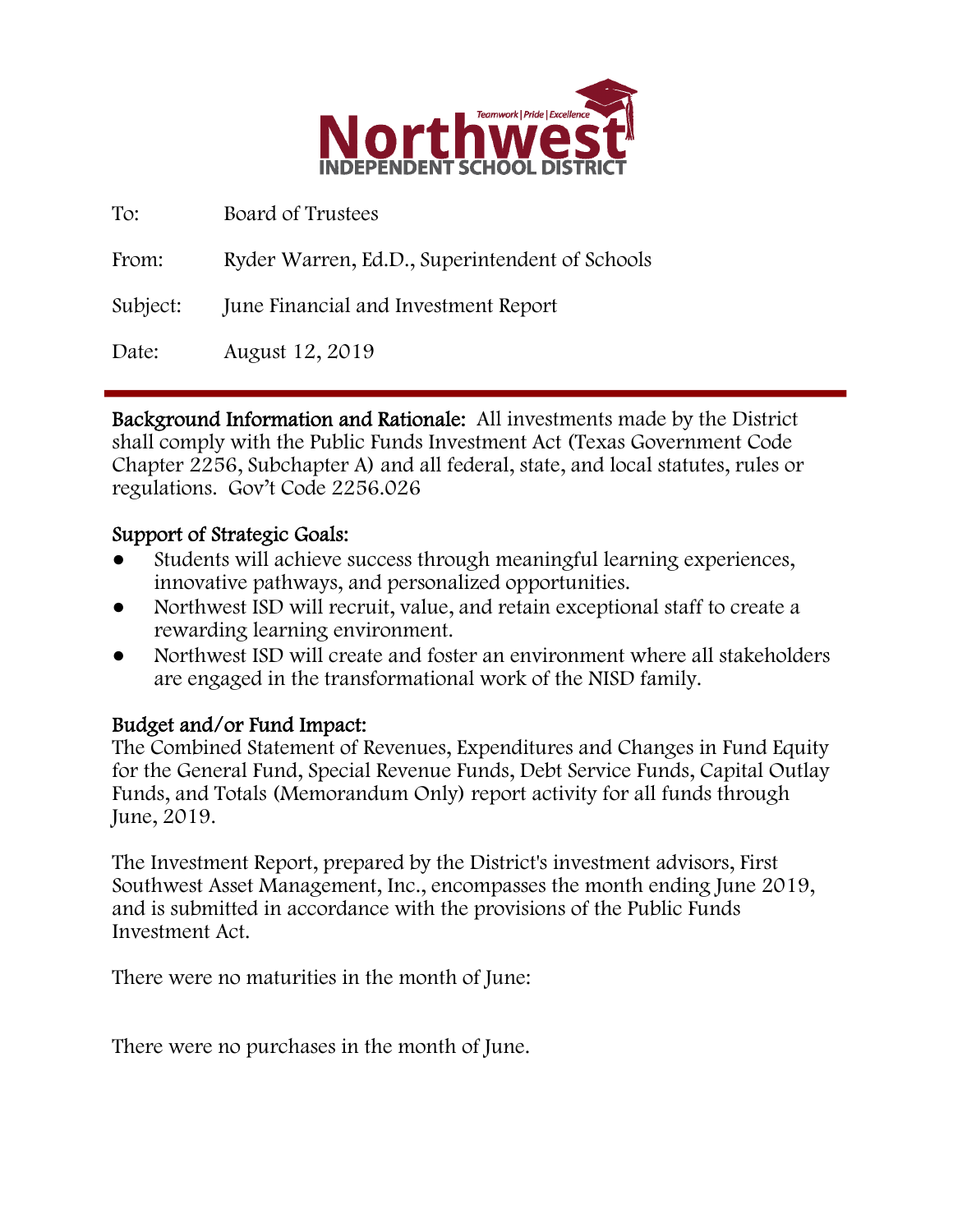**Northwest**
**INDEPENDENT SCHOOL DISTRICT**
Teamwork | Pride | Excellence

To: Board of Trustees

From: Ryder Warren, Ed.D., Superintendent of Schools

Subject: June Financial and Investment Report

Date: August 12, 2019

---

**Background Information and Rationale:** All investments made by the District shall comply with the Public Funds Investment Act (Texas Government Code Chapter 2256, Subchapter A) and all federal, state, and local statutes, rules or regulations. Gov't Code 2256.026

**Support of Strategic Goals:**

- Students will achieve success through meaningful learning experiences, innovative pathways, and personalized opportunities.
- Northwest ISD will recruit, value, and retain exceptional staff to create a rewarding learning environment.
- Northwest ISD will create and foster an environment where all stakeholders are engaged in the transformational work of the NISD family.

**Budget and/or Fund Impact:**
The Combined Statement of Revenues, Expenditures and Changes in Fund Equity for the General Fund, Special Revenue Funds, Debt Service Funds, Capital Outlay Funds, and Totals (Memorandum Only) report activity for all funds through June, 2019.

The Investment Report, prepared by the District's investment advisors, First Southwest Asset Management, Inc., encompasses the month ending June 2019, and is submitted in accordance with the provisions of the Public Funds Investment Act.

There were no maturities in the month of June:

There were no purchases in the month of June.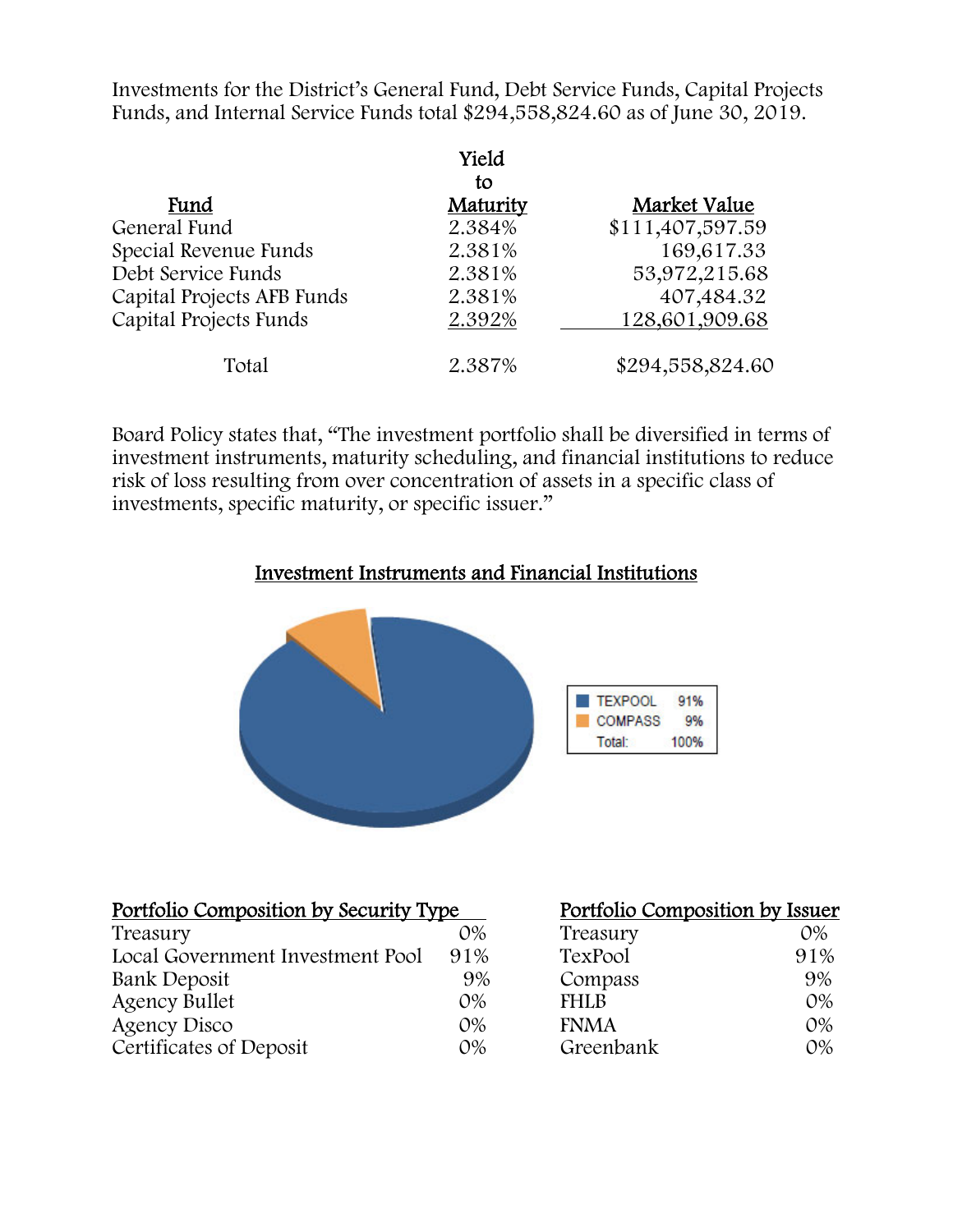Investments for the District's General Fund, Debt Service Funds, Capital Projects Funds, and Internal Service Funds total $294,558,824.60 as of June 30, 2019.

| Fund | Yield to Maturity | Market Value |
|---|---|---|
| General Fund | 2.384% | $111,407,597.59 |
| Special Revenue Funds | 2.381% | 169,617.33 |
| Debt Service Funds | 2.381% | 53,972,215.68 |
| Capital Projects AFB Funds | 2.381% | 407,484.32 |
| Capital Projects Funds | 2.392% | 128,601,909.68 |
| Total | 2.387% | $294,558,824.60 |

Board Policy states that, "The investment portfolio shall be diversified in terms of investment instruments, maturity scheduling, and financial institutions to reduce risk of loss resulting from over concentration of assets in a specific class of investments, specific maturity, or specific issuer."

## Investment Instruments and Financial Institutions

| | |
|---|---|
| TEXPOOL | 91% |
| COMPASS | 9% |
| Total: | 100% |

| Portfolio Composition by Security Type | |
|---|---|
| Treasury | 0% |
| Local Government Investment Pool | 91% |
| Bank Deposit | 9% |
| Agency Bullet | 0% |
| Agency Disco | 0% |
| Certificates of Deposit | 0% |

| Portfolio Composition by Issuer | |
|---|---|
| Treasury | 0% |
| TexPool | 91% |
| Compass | 9% |
| FHLB | 0% |
| FNMA | 0% |
| Greenbank | 0% |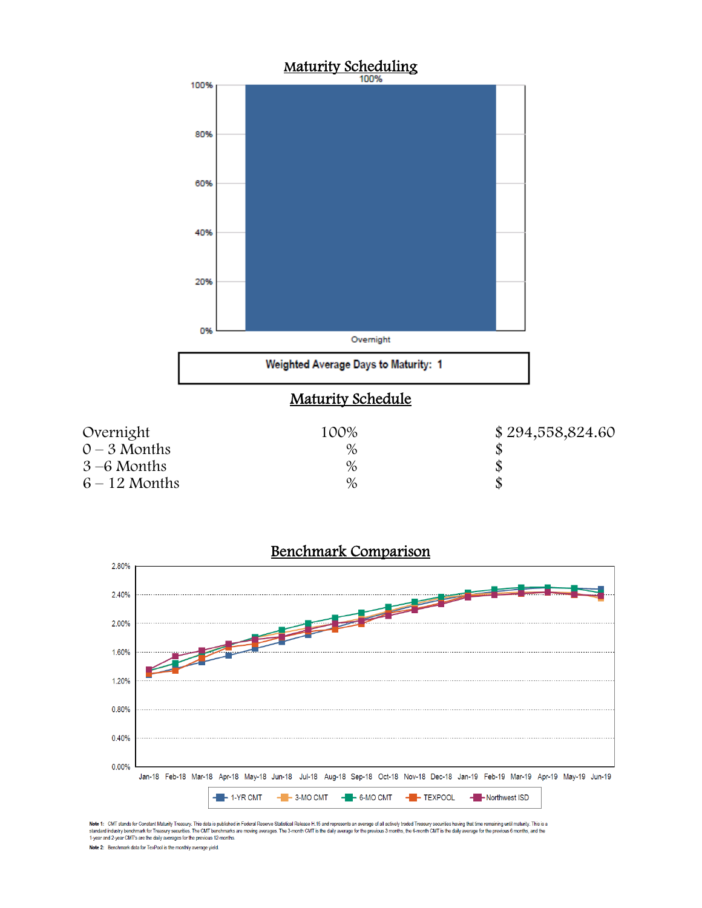## Maturity Scheduling

**Weighted Average Days to Maturity: 1**

## Maturity Schedule

| | | |
|---|---|---|
| Overnight | 100% | $ 294,558,824.60 |
| 0 – 3 Months | % | $ |
| 3 –6 Months | % | $ |
| 6 – 12 Months | % | $ |

## Benchmark Comparison

**Note 1:** CMT stands for Constant Maturity Treasury. This data is published in Federal Reserve Statistical Release H.15 and represents an average of all actively traded Treasury securities having that time remaining until maturity. This is a standard industry benchmark for Treasury securities. The CMT benchmarks are moving averages. The 3-month CMT is the daily average for the previous 3 months, the 6-month CMT is the daily average for the previous 6 months, and the 1-year and 2-year CMT's are the daily averages for the previous 12-months.

**Note 2:** Benchmark data for TexPool is the monthly average yield.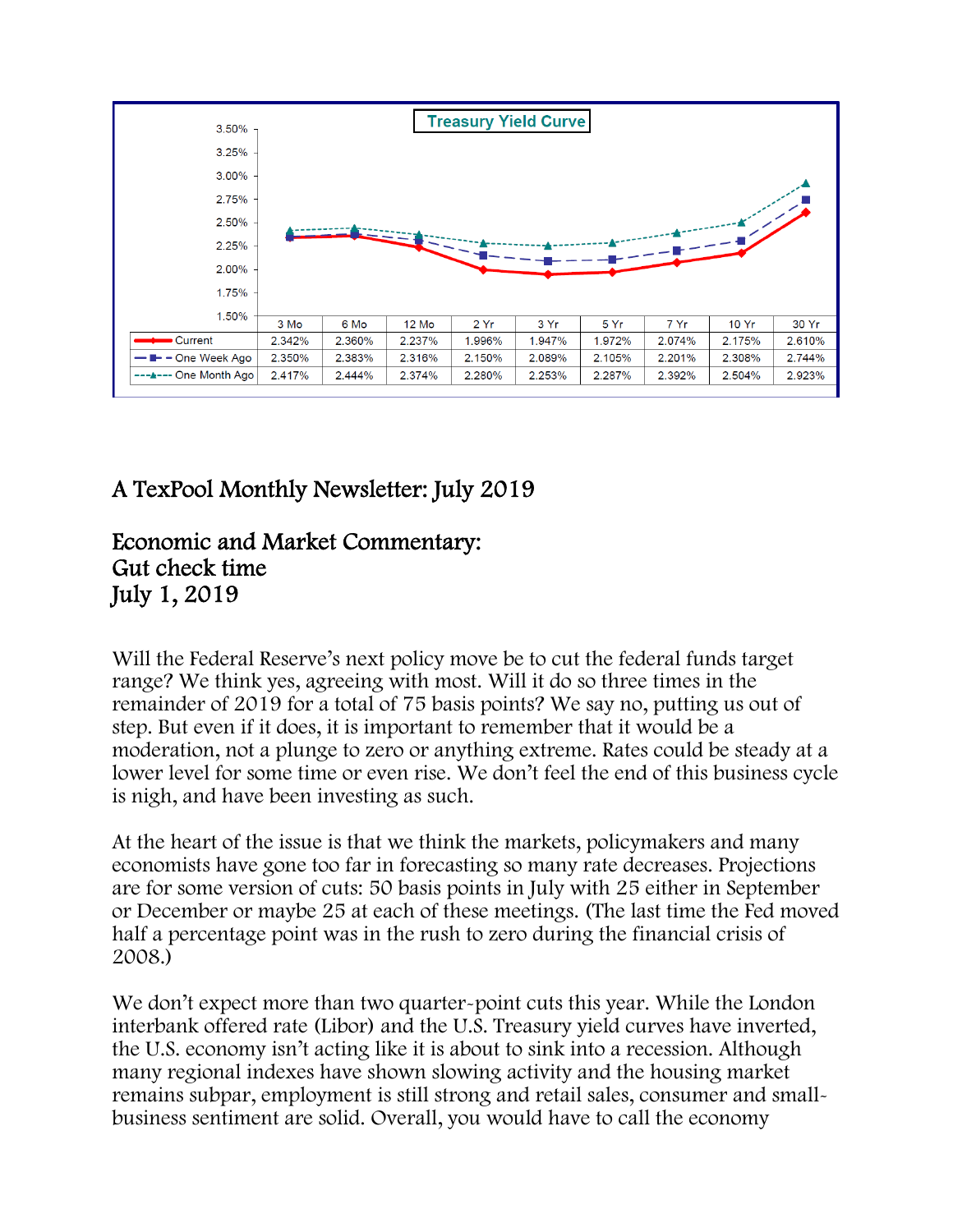**Treasury Yield Curve**

| | 3 Mo | 6 Mo | 12 Mo | 2 Yr | 3 Yr | 5 Yr | 7 Yr | 10 Yr | 30 Yr |
|---|---|---|---|---|---|---|---|---|---|
| Current | 2.342% | 2.360% | 2.237% | 1.996% | 1.947% | 1.972% | 2.074% | 2.175% | 2.610% |
| One Week Ago | 2.350% | 2.383% | 2.316% | 2.150% | 2.089% | 2.105% | 2.201% | 2.308% | 2.744% |
| One Month Ago | 2.417% | 2.444% | 2.374% | 2.280% | 2.253% | 2.287% | 2.392% | 2.504% | 2.923% |

# A TexPool Monthly Newsletter: July 2019

## Economic and Market Commentary: Gut check time July 1, 2019

Will the Federal Reserve's next policy move be to cut the federal funds target range? We think yes, agreeing with most. Will it do so three times in the remainder of 2019 for a total of 75 basis points? We say no, putting us out of step. But even if it does, it is important to remember that it would be a moderation, not a plunge to zero or anything extreme. Rates could be steady at a lower level for some time or even rise. We don't feel the end of this business cycle is nigh, and have been investing as such.

At the heart of the issue is that we think the markets, policymakers and many economists have gone too far in forecasting so many rate decreases. Projections are for some version of cuts: 50 basis points in July with 25 either in September or December or maybe 25 at each of these meetings. (The last time the Fed moved half a percentage point was in the rush to zero during the financial crisis of 2008.)

We don't expect more than two quarter-point cuts this year. While the London interbank offered rate (Libor) and the U.S. Treasury yield curves have inverted, the U.S. economy isn't acting like it is about to sink into a recession. Although many regional indexes have shown slowing activity and the housing market remains subpar, employment is still strong and retail sales, consumer and small-business sentiment are solid. Overall, you would have to call the economy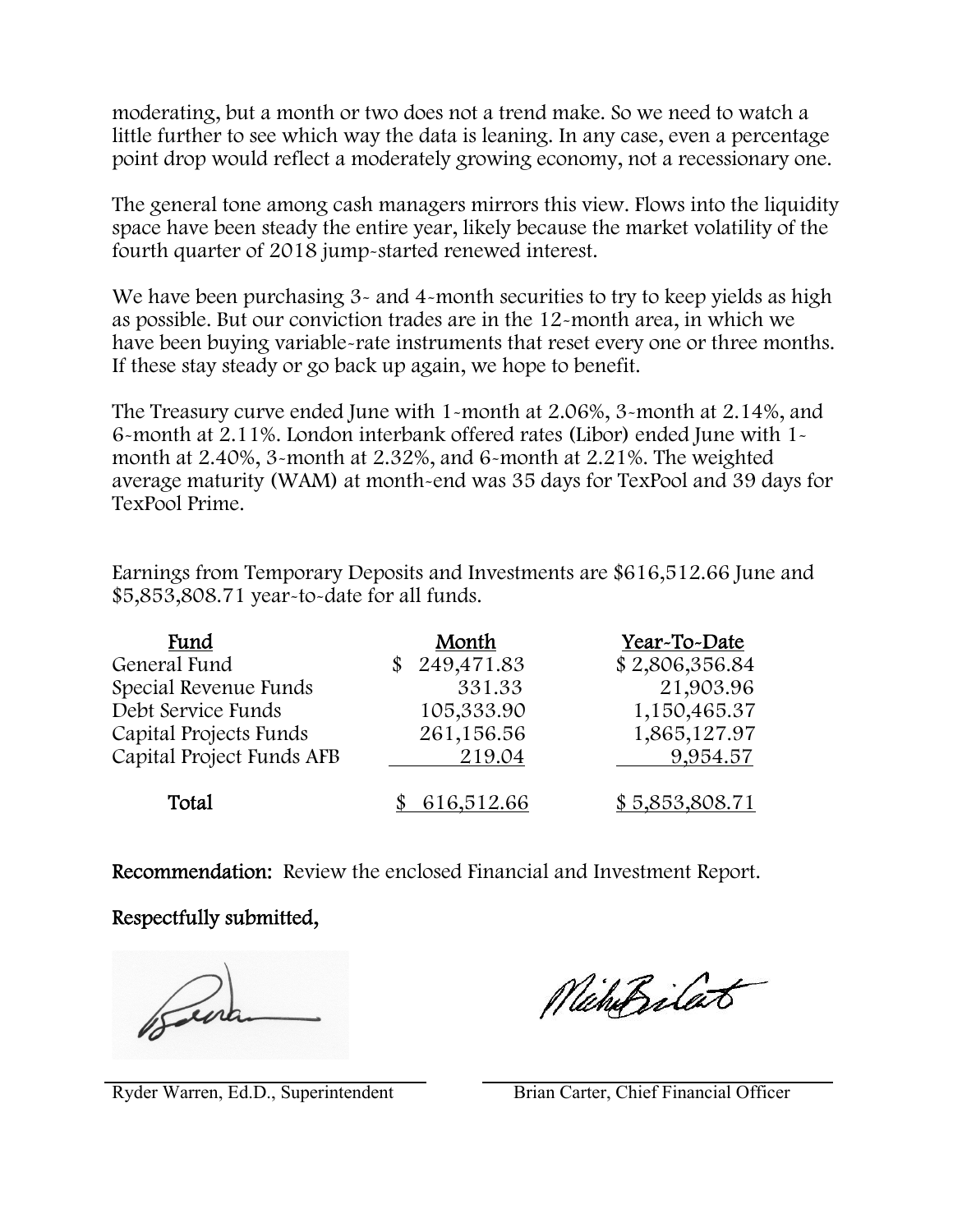moderating, but a month or two does not a trend make. So we need to watch a little further to see which way the data is leaning. In any case, even a percentage point drop would reflect a moderately growing economy, not a recessionary one.

The general tone among cash managers mirrors this view. Flows into the liquidity space have been steady the entire year, likely because the market volatility of the fourth quarter of 2018 jump-started renewed interest.

We have been purchasing 3- and 4-month securities to try to keep yields as high as possible. But our conviction trades are in the 12-month area, in which we have been buying variable-rate instruments that reset every one or three months. If these stay steady or go back up again, we hope to benefit.

The Treasury curve ended June with 1-month at 2.06%, 3-month at 2.14%, and 6-month at 2.11%. London interbank offered rates (Libor) ended June with 1-month at 2.40%, 3-month at 2.32%, and 6-month at 2.21%. The weighted average maturity (WAM) at month-end was 35 days for TexPool and 39 days for TexPool Prime.

Earnings from Temporary Deposits and Investments are $616,512.66 June and $5,853,808.71 year-to-date for all funds.

| Fund | Month | Year-To-Date |
|---|---|---|
| General Fund | $ 249,471.83 | $ 2,806,356.84 |
| Special Revenue Funds | 331.33 | 21,903.96 |
| Debt Service Funds | 105,333.90 | 1,150,465.37 |
| Capital Projects Funds | 261,156.56 | 1,865,127.97 |
| Capital Project Funds AFB | 219.04 | 9,954.57 |
| **Total** | $ 616,512.66 | $ 5,853,808.71 |

**Recommendation:** Review the enclosed Financial and Investment Report.

**Respectfully submitted,**

Ryder Warren, Ed.D., Superintendent

Brian Carter, Chief Financial Officer